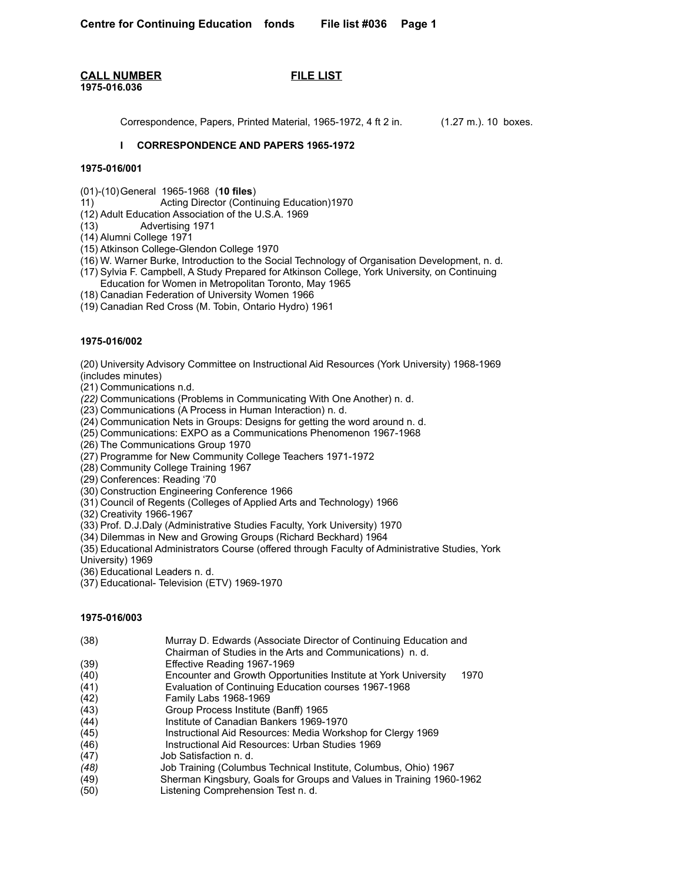**CALL NUMBER** **FILE LIST**
**1975-016.036**

Correspondence, Papers, Printed Material, 1965-1972, 4 ft 2 in. (1.27 m.). 10 boxes.

**I CORRESPONDENCE AND PAPERS 1965-1972**

**1975-016/001**

(01)-(10) General 1965-1968 (**10 files**)
11) Acting Director (Continuing Education)1970
(12) Adult Education Association of the U.S.A. 1969
(13) Advertising 1971
(14) Alumni College 1971
(15) Atkinson College-Glendon College 1970
(16) W. Warner Burke, Introduction to the Social Technology of Organisation Development, n. d.
(17) Sylvia F. Campbell, A Study Prepared for Atkinson College, York University, on Continuing Education for Women in Metropolitan Toronto, May 1965
(18) Canadian Federation of University Women 1966
(19) Canadian Red Cross (M. Tobin, Ontario Hydro) 1961

**1975-016/002**

(20) University Advisory Committee on Instructional Aid Resources (York University) 1968-1969 (includes minutes)
(21) Communications n.d.
*(22)* Communications (Problems in Communicating With One Another) n. d.
(23) Communications (A Process in Human Interaction) n. d.
(24) Communication Nets in Groups: Designs for getting the word around n. d.
(25) Communications: EXPO as a Communications Phenomenon 1967-1968
(26) The Communications Group 1970
(27) Programme for New Community College Teachers 1971-1972
(28) Community College Training 1967
(29) Conferences: Reading '70
(30) Construction Engineering Conference 1966
(31) Council of Regents (Colleges of Applied Arts and Technology) 1966
(32) Creativity 1966-1967
(33) Prof. D.J.Daly (Administrative Studies Faculty, York University) 1970
(34) Dilemmas in New and Growing Groups (Richard Beckhard) 1964
(35) Educational Administrators Course (offered through Faculty of Administrative Studies, York University) 1969
(36) Educational Leaders n. d.
(37) Educational- Television (ETV) 1969-1970

**1975-016/003**

(38) Murray D. Edwards (Associate Director of Continuing Education and Chairman of Studies in the Arts and Communications) n. d.
(39) Effective Reading 1967-1969
(40) Encounter and Growth Opportunities Institute at York University 1970
(41) Evaluation of Continuing Education courses 1967-1968
(42) Family Labs 1968-1969
(43) Group Process Institute (Banff) 1965
(44) Institute of Canadian Bankers 1969-1970
(45) Instructional Aid Resources: Media Workshop for Clergy 1969
(46) Instructional Aid Resources: Urban Studies 1969
(47) Job Satisfaction n. d.
*(48)* Job Training (Columbus Technical Institute, Columbus, Ohio) 1967
(49) Sherman Kingsbury, Goals for Groups and Values in Training 1960-1962
(50) Listening Comprehension Test n. d.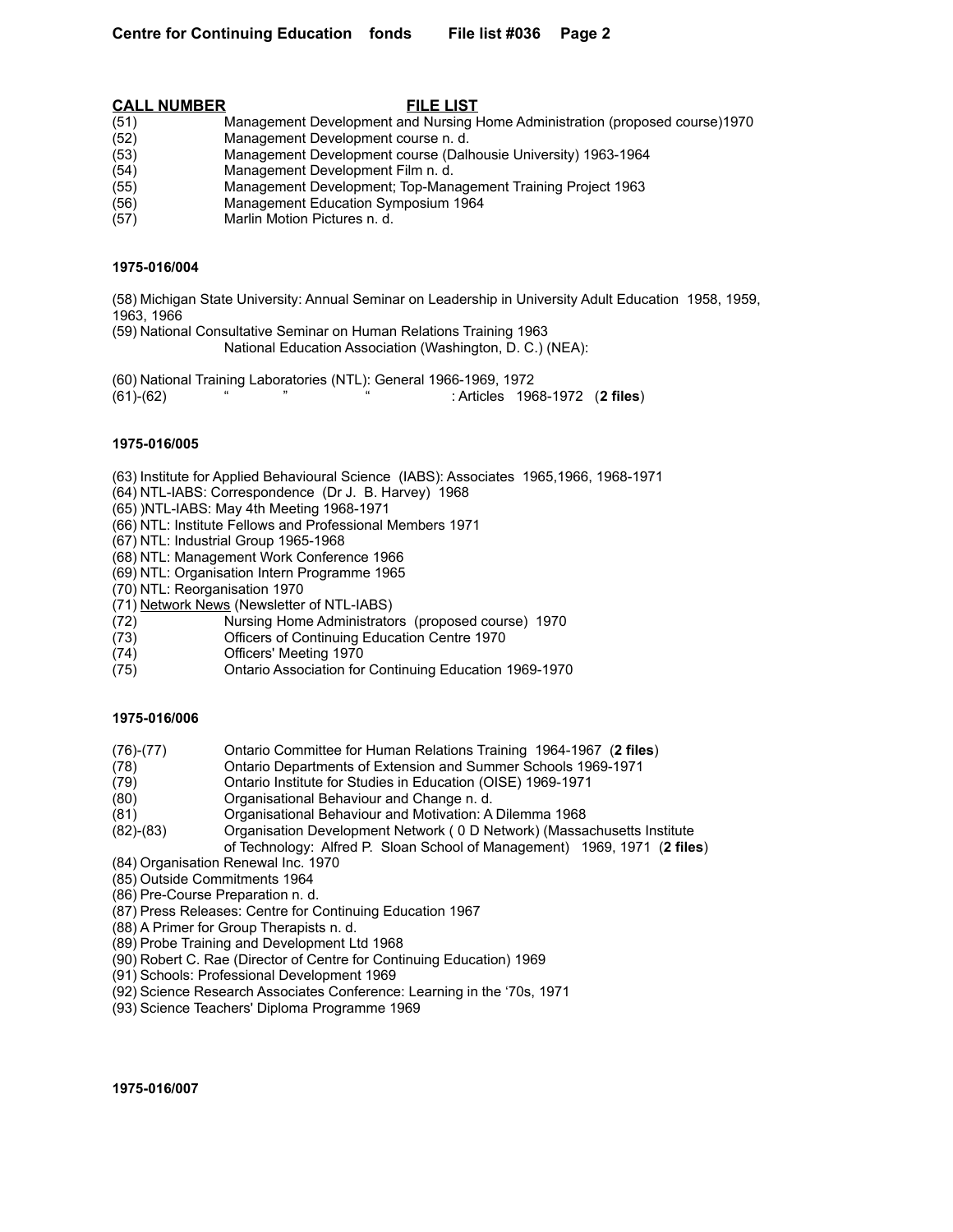**CALL NUMBER** **FILE LIST**

(51) Management Development and Nursing Home Administration (proposed course)1970
(52) Management Development course n. d.
(53) Management Development course (Dalhousie University) 1963-1964
(54) Management Development Film n. d.
(55) Management Development; Top-Management Training Project 1963
(56) Management Education Symposium 1964
(57) Marlin Motion Pictures n. d.

**1975-016/004**

(58) Michigan State University: Annual Seminar on Leadership in University Adult Education 1958, 1959, 1963, 1966
(59) National Consultative Seminar on Human Relations Training 1963
National Education Association (Washington, D. C.) (NEA):

(60) National Training Laboratories (NTL): General 1966-1969, 1972
(61)-(62) " " " : Articles 1968-1972 (**2 files**)

**1975-016/005**

(63) Institute for Applied Behavioural Science (IABS): Associates 1965,1966, 1968-1971
(64) NTL-IABS: Correspondence (Dr J. B. Harvey) 1968
(65) )NTL-IABS: May 4th Meeting 1968-1971
(66) NTL: Institute Fellows and Professional Members 1971
(67) NTL: Industrial Group 1965-1968
(68) NTL: Management Work Conference 1966
(69) NTL: Organisation Intern Programme 1965
(70) NTL: Reorganisation 1970
(71) Network News (Newsletter of NTL-IABS)
(72) Nursing Home Administrators (proposed course) 1970
(73) Officers of Continuing Education Centre 1970
(74) Officers' Meeting 1970
(75) Ontario Association for Continuing Education 1969-1970

**1975-016/006**

(76)-(77) Ontario Committee for Human Relations Training 1964-1967 (**2 files**)
(78) Ontario Departments of Extension and Summer Schools 1969-1971
(79) Ontario Institute for Studies in Education (OISE) 1969-1971
(80) Organisational Behaviour and Change n. d.
(81) Organisational Behaviour and Motivation: A Dilemma 1968
(82)-(83) Organisation Development Network ( 0 D Network) (Massachusetts Institute of Technology: Alfred P. Sloan School of Management) 1969, 1971 (**2 files**)
(84) Organisation Renewal Inc. 1970
(85) Outside Commitments 1964
(86) Pre-Course Preparation n. d.
(87) Press Releases: Centre for Continuing Education 1967
(88) A Primer for Group Therapists n. d.
(89) Probe Training and Development Ltd 1968
(90) Robert C. Rae (Director of Centre for Continuing Education) 1969
(91) Schools: Professional Development 1969
(92) Science Research Associates Conference: Learning in the '70s, 1971
(93) Science Teachers' Diploma Programme 1969

**1975-016/007**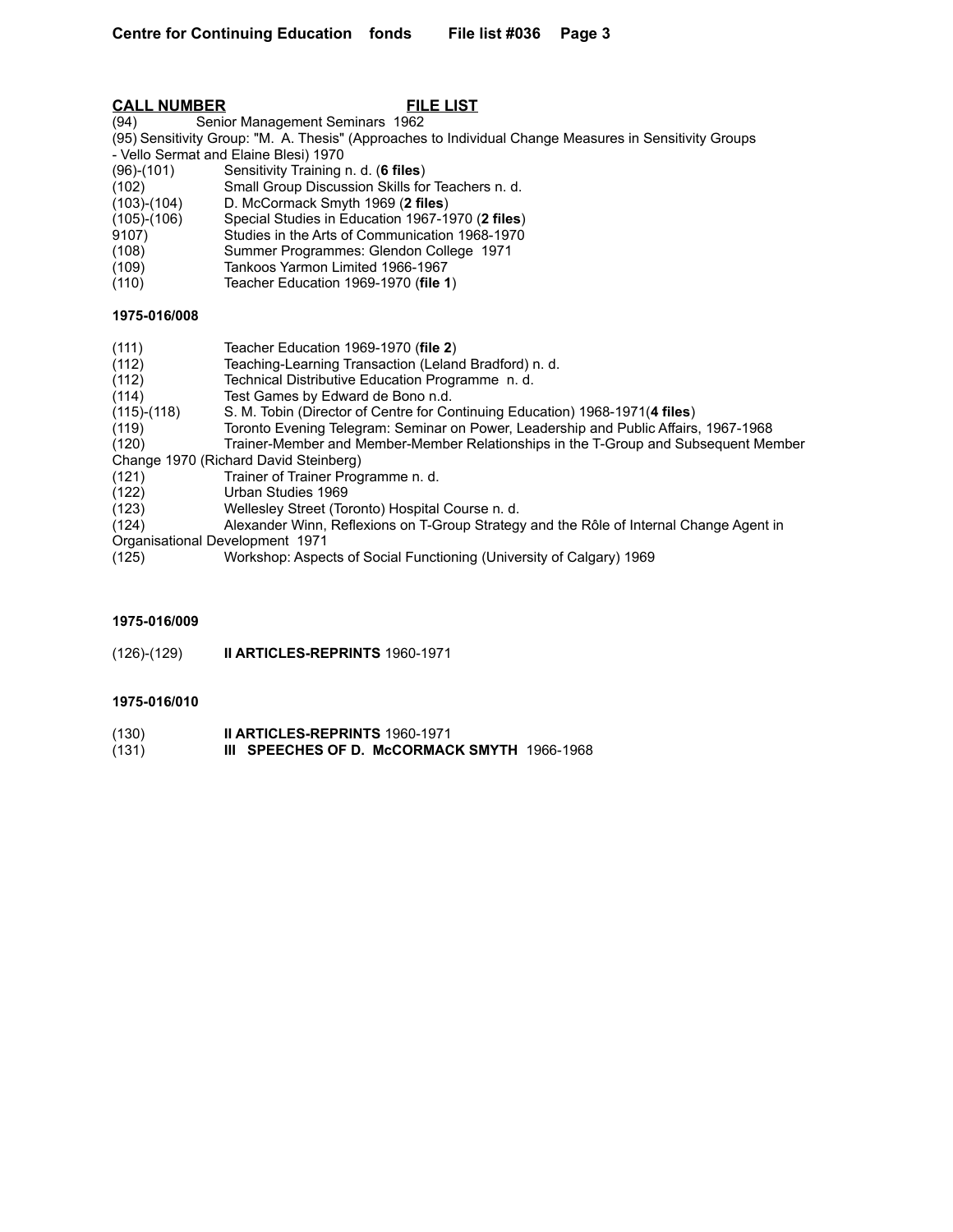| CALL NUMBER | FILE LIST |
| --- | --- |
| (94) | Senior Management Seminars 1962 |
| (95) | Sensitivity Group: "M. A. Thesis" (Approaches to Individual Change Measures in Sensitivity Groups - Vello Sermat and Elaine Blesi) 1970 |
| (96)-(101) | Sensitivity Training n. d. (**6 files**) |
| (102) | Small Group Discussion Skills for Teachers n. d. |
| (103)-(104) | D. McCormack Smyth 1969 (**2 files**) |
| (105)-(106) | Special Studies in Education 1967-1970 (**2 files**) |
| 9107) | Studies in the Arts of Communication 1968-1970 |
| (108) | Summer Programmes: Glendon College 1971 |
| (109) | Tankoos Yarmon Limited 1966-1967 |
| (110) | Teacher Education 1969-1970 (**file 1**) |

**1975-016/008**

| | |
| --- | --- |
| (111) | Teacher Education 1969-1970 (**file 2**) |
| (112) | Teaching-Learning Transaction (Leland Bradford) n. d. |
| (112) | Technical Distributive Education Programme n. d. |
| (114) | Test Games by Edward de Bono n.d. |
| (115)-(118) | S. M. Tobin (Director of Centre for Continuing Education) 1968-1971(**4 files**) |
| (119) | Toronto Evening Telegram: Seminar on Power, Leadership and Public Affairs, 1967-1968 |
| (120) | Trainer-Member and Member-Member Relationships in the T-Group and Subsequent Member Change 1970 (Richard David Steinberg) |
| (121) | Trainer of Trainer Programme n. d. |
| (122) | Urban Studies 1969 |
| (123) | Wellesley Street (Toronto) Hospital Course n. d. |
| (124) | Alexander Winn, Reflexions on T-Group Strategy and the Rôle of Internal Change Agent in Organisational Development 1971 |
| (125) | Workshop: Aspects of Social Functioning (University of Calgary) 1969 |

**1975-016/009**

| | |
| --- | --- |
| (126)-(129) | **II ARTICLES-REPRINTS** 1960-1971 |

**1975-016/010**

| | |
| --- | --- |
| (130) | **II ARTICLES-REPRINTS** 1960-1971 |
| (131) | **III SPEECHES OF D. McCORMACK SMYTH** 1966-1968 |